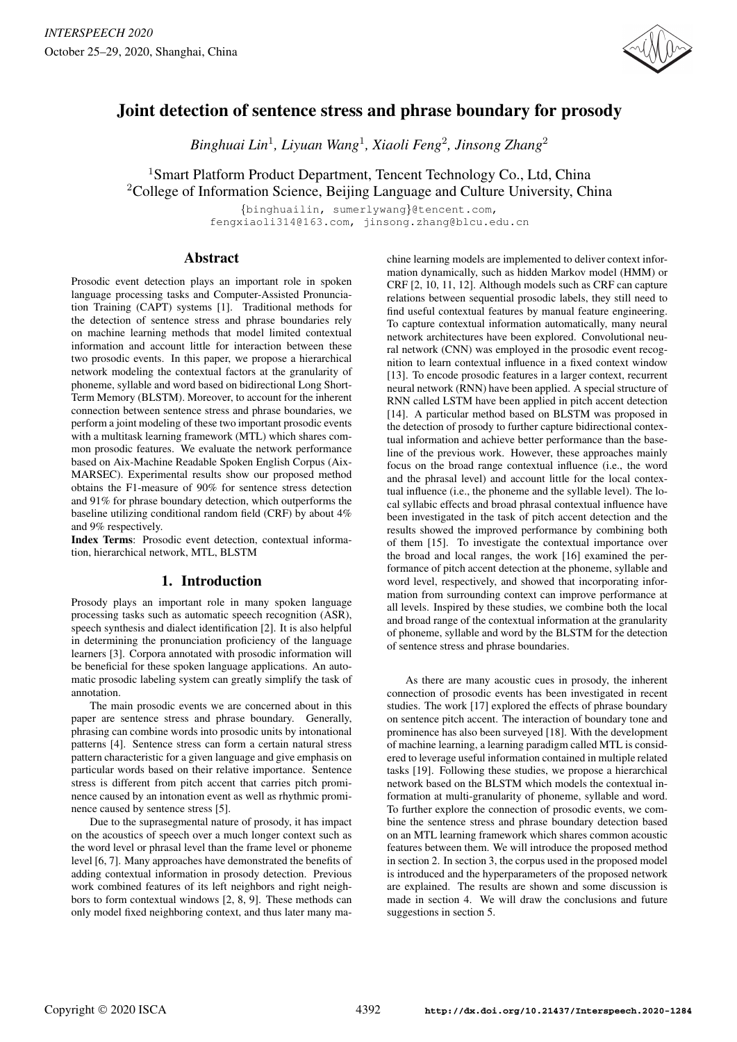# Joint detection of sentence stress and phrase boundary for prosody

*Binghuai Lin[1], Liyuan Wang[1], Xiaoli Feng[2], Jinsong Zhang[2]*

[1]Smart Platform Product Department, Tencent Technology Co., Ltd, China
[2]College of Information Science, Beijing Language and Culture University, China

{binghuailin, sumerlywang}@tencent.com, fengxiaoli314@163.com, jinsong.zhang@blcu.edu.cn

## Abstract

Prosodic event detection plays an important role in spoken language processing tasks and Computer-Assisted Pronunciation Training (CAPT) systems [1]. Traditional methods for the detection of sentence stress and phrase boundaries rely on machine learning methods that model limited contextual information and account little for interaction between these two prosodic events. In this paper, we propose a hierarchical network modeling the contextual factors at the granularity of phoneme, syllable and word based on bidirectional Long Short-Term Memory (BLSTM). Moreover, to account for the inherent connection between sentence stress and phrase boundaries, we perform a joint modeling of these two important prosodic events with a multitask learning framework (MTL) which shares common prosodic features. We evaluate the network performance based on Aix-Machine Readable Spoken English Corpus (Aix-MARSEC). Experimental results show our proposed method obtains the F1-measure of 90% for sentence stress detection and 91% for phrase boundary detection, which outperforms the baseline utilizing conditional random field (CRF) by about 4% and 9% respectively.

**Index Terms**: Prosodic event detection, contextual information, hierarchical network, MTL, BLSTM

## 1. Introduction

Prosody plays an important role in many spoken language processing tasks such as automatic speech recognition (ASR), speech synthesis and dialect identification [2]. It is also helpful in determining the pronunciation proficiency of the language learners [3]. Corpora annotated with prosodic information will be beneficial for these spoken language applications. An automatic prosodic labeling system can greatly simplify the task of annotation.

The main prosodic events we are concerned about in this paper are sentence stress and phrase boundary. Generally, phrasing can combine words into prosodic units by intonational patterns [4]. Sentence stress can form a certain natural stress pattern characteristic for a given language and give emphasis on particular words based on their relative importance. Sentence stress is different from pitch accent that carries pitch prominence caused by an intonation event as well as rhythmic prominence caused by sentence stress [5].

Due to the suprasegmental nature of prosody, it has impact on the acoustics of speech over a much longer context such as the word level or phrasal level than the frame level or phoneme level [6, 7]. Many approaches have demonstrated the benefits of adding contextual information in prosody detection. Previous work combined features of its left neighbors and right neighbors to form contextual windows [2, 8, 9]. These methods can only model fixed neighboring context, and thus later many machine learning models are implemented to deliver context information dynamically, such as hidden Markov model (HMM) or CRF [2, 10, 11, 12]. Although models such as CRF can capture relations between sequential prosodic labels, they still need to find useful contextual features by manual feature engineering. To capture contextual information automatically, many neural network architectures have been explored. Convolutional neural network (CNN) was employed in the prosodic event recognition to learn contextual influence in a fixed context window [13]. To encode prosodic features in a larger context, recurrent neural network (RNN) have been applied. A special structure of RNN called LSTM have been applied in pitch accent detection [14]. A particular method based on BLSTM was proposed in the detection of prosody to further capture bidirectional contextual information and achieve better performance than the baseline of the previous work. However, these approaches mainly focus on the broad range contextual influence (i.e., the word and the phrasal level) and account little for the local contextual influence (i.e., the phoneme and the syllable level). The local syllabic effects and broad phrasal contextual influence have been investigated in the task of pitch accent detection and the results showed the improved performance by combining both of them [15]. To investigate the contextual importance over the broad and local ranges, the work [16] examined the performance of pitch accent detection at the phoneme, syllable and word level, respectively, and showed that incorporating information from surrounding context can improve performance at all levels. Inspired by these studies, we combine both the local and broad range of the contextual information at the granularity of phoneme, syllable and word by the BLSTM for the detection of sentence stress and phrase boundaries.

As there are many acoustic cues in prosody, the inherent connection of prosodic events has been investigated in recent studies. The work [17] explored the effects of phrase boundary on sentence pitch accent. The interaction of boundary tone and prominence has also been surveyed [18]. With the development of machine learning, a learning paradigm called MTL is considered to leverage useful information contained in multiple related tasks [19]. Following these studies, we propose a hierarchical network based on the BLSTM which models the contextual information at multi-granularity of phoneme, syllable and word. To further explore the connection of prosodic events, we combine the sentence stress and phrase boundary detection based on an MTL learning framework which shares common acoustic features between them. We will introduce the proposed method in section 2. In section 3, the corpus used in the proposed model is introduced and the hyperparameters of the proposed network are explained. The results are shown and some discussion is made in section 4. We will draw the conclusions and future suggestions in section 5.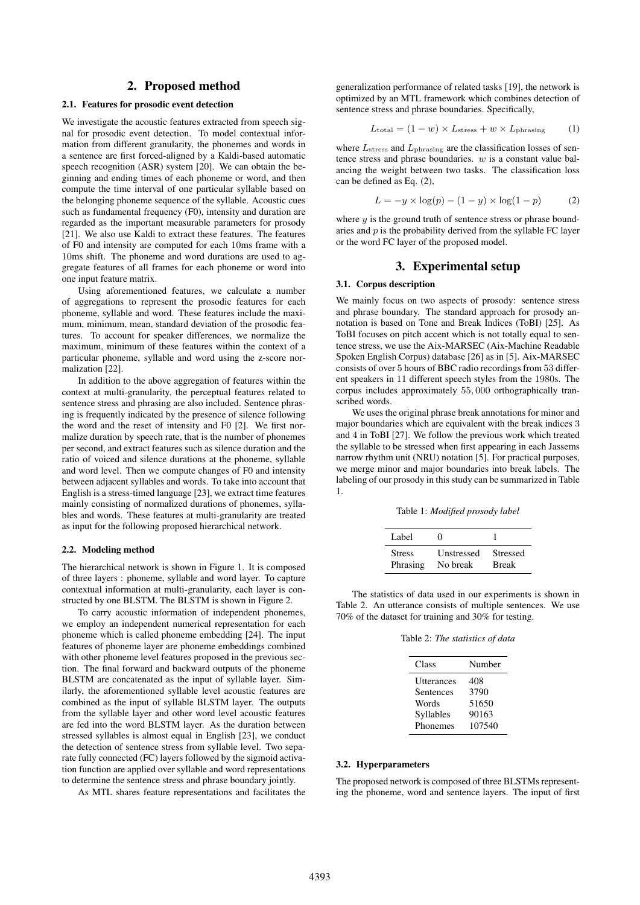## 2. Proposed method

### 2.1. Features for prosodic event detection

We investigate the acoustic features extracted from speech signal for prosodic event detection. To model contextual information from different granularity, the phonemes and words in a sentence are first forced-aligned by a Kaldi-based automatic speech recognition (ASR) system [20]. We can obtain the beginning and ending times of each phoneme or word, and then compute the time interval of one particular syllable based on the belonging phoneme sequence of the syllable. Acoustic cues such as fundamental frequency (F0), intensity and duration are regarded as the important measurable parameters for prosody [21]. We also use Kaldi to extract these features. The features of F0 and intensity are computed for each 10ms frame with a 10ms shift. The phoneme and word durations are used to aggregate features of all frames for each phoneme or word into one input feature matrix.

Using aforementioned features, we calculate a number of aggregations to represent the prosodic features for each phoneme, syllable and word. These features include the maximum, minimum, mean, standard deviation of the prosodic features. To account for speaker differences, we normalize the maximum, minimum of these features within the context of a particular phoneme, syllable and word using the z-score normalization [22].

In addition to the above aggregation of features within the context at multi-granularity, the perceptual features related to sentence stress and phrasing are also included. Sentence phrasing is frequently indicated by the presence of silence following the word and the reset of intensity and F0 [2]. We first normalize duration by speech rate, that is the number of phonemes per second, and extract features such as silence duration and the ratio of voiced and silence durations at the phoneme, syllable and word level. Then we compute changes of F0 and intensity between adjacent syllables and words. To take into account that English is a stress-timed language [23], we extract time features mainly consisting of normalized durations of phonemes, syllables and words. These features at multi-granularity are treated as input for the following proposed hierarchical network.

### 2.2. Modeling method

The hierarchical network is shown in Figure 1. It is composed of three layers : phoneme, syllable and word layer. To capture contextual information at multi-granularity, each layer is constructed by one BLSTM. The BLSTM is shown in Figure 2.

To carry acoustic information of independent phonemes, we employ an independent numerical representation for each phoneme which is called phoneme embedding [24]. The input features of phoneme layer are phoneme embeddings combined with other phoneme level features proposed in the previous section. The final forward and backward outputs of the phoneme BLSTM are concatenated as the input of syllable layer. Similarly, the aforementioned syllable level acoustic features are combined as the input of syllable BLSTM layer. The outputs from the syllable layer and other word level acoustic features are fed into the word BLSTM layer. As the duration between stressed syllables is almost equal in English [23], we conduct the detection of sentence stress from syllable level. Two separate fully connected (FC) layers followed by the sigmoid activation function are applied over syllable and word representations to determine the sentence stress and phrase boundary jointly.

As MTL shares feature representations and facilitates the generalization performance of related tasks [19], the network is optimized by an MTL framework which combines detection of sentence stress and phrase boundaries. Specifically,

$$L_{\text{total}} = (1 - w) \times L_{\text{stress}} + w \times L_{\text{phrasing}} \quad (1)$$

where $L_{\text{stress}}$ and $L_{\text{phrasing}}$ are the classification losses of sentence stress and phrase boundaries. $w$ is a constant value balancing the weight between two tasks. The classification loss can be defined as Eq. (2),

$$L = -y \times \log(p) - (1 - y) \times \log(1 - p) \quad (2)$$

where $y$ is the ground truth of sentence stress or phrase boundaries and $p$ is the probability derived from the syllable FC layer or the word FC layer of the proposed model.

## 3. Experimental setup

### 3.1. Corpus description

We mainly focus on two aspects of prosody: sentence stress and phrase boundary. The standard approach for prosody annotation is based on Tone and Break Indices (ToBI) [25]. As ToBI focuses on pitch accent which is not totally equal to sentence stress, we use the Aix-MARSEC (Aix-Machine Readable Spoken English Corpus) database [26] as in [5]. Aix-MARSEC consists of over 5 hours of BBC radio recordings from 53 different speakers in 11 different speech styles from the 1980s. The corpus includes approximately 55,000 orthographically transcribed words.

We uses the original phrase break annotations for minor and major boundaries which are equivalent with the break indices 3 and 4 in ToBI [27]. We follow the previous work which treated the syllable to be stressed when first appearing in each Jassems narrow rhythm unit (NRU) notation [5]. For practical purposes, we merge minor and major boundaries into break labels. The labeling of our prosody in this study can be summarized in Table 1.

Table 1: *Modified prosody label*

| Label | 0 | 1 |
|---|---|---|
| Stress | Unstressed | Stressed |
| Phrasing | No break | Break |

The statistics of data used in our experiments is shown in Table 2. An utterance consists of multiple sentences. We use 70% of the dataset for training and 30% for testing.

Table 2: *The statistics of data*

| Class | Number |
|---|---|
| Utterances | 408 |
| Sentences | 3790 |
| Words | 51650 |
| Syllables | 90163 |
| Phonemes | 107540 |

### 3.2. Hyperparameters

The proposed network is composed of three BLSTMs representing the phoneme, word and sentence layers. The input of first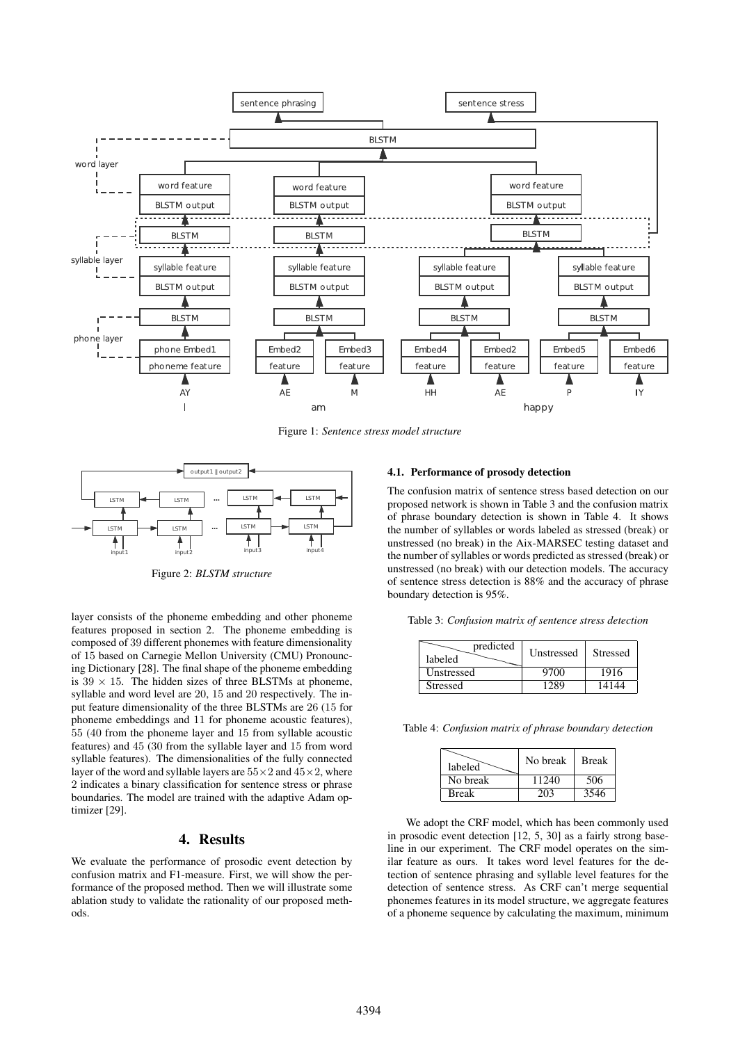Figure 1: *Sentence stress model structure*

Figure 2: *BLSTM structure*

layer consists of the phoneme embedding and other phoneme features proposed in section 2. The phoneme embedding is composed of 39 different phonemes with feature dimensionality of 15 based on Carnegie Mellon University (CMU) Pronouncing Dictionary [28]. The final shape of the phoneme embedding is $39 \times 15$. The hidden sizes of three BLSTMs at phoneme, syllable and word level are 20, 15 and 20 respectively. The input feature dimensionality of the three BLSTMs are 26 (15 for phoneme embeddings and 11 for phoneme acoustic features), 55 (40 from the phoneme layer and 15 from syllable acoustic features) and 45 (30 from the syllable layer and 15 from word syllable features). The dimensionalities of the fully connected layer of the word and syllable layers are $55\times 2$ and $45\times 2$, where 2 indicates a binary classification for sentence stress or phrase boundaries. The model are trained with the adaptive Adam optimizer [29].

# 4. Results

We evaluate the performance of prosodic event detection by confusion matrix and F1-measure. First, we will show the performance of the proposed method. Then we will illustrate some ablation study to validate the rationality of our proposed methods.

## 4.1. Performance of prosody detection

The confusion matrix of sentence stress based detection on our proposed network is shown in Table 3 and the confusion matrix of phrase boundary detection is shown in Table 4. It shows the number of syllables or words labeled as stressed (break) or unstressed (no break) in the Aix-MARSEC testing dataset and the number of syllables or words predicted as stressed (break) or unstressed (no break) with our detection models. The accuracy of sentence stress detection is 88% and the accuracy of phrase boundary detection is 95%.

Table 3: *Confusion matrix of sentence stress detection*

| labeled \ predicted | Unstressed | Stressed |
|---|---|---|
| Unstressed | 9700 | 1916 |
| Stressed | 1289 | 14144 |

Table 4: *Confusion matrix of phrase boundary detection*

| labeled | No break | Break |
|---|---|---|
| No break | 11240 | 506 |
| Break | 203 | 3546 |

We adopt the CRF model, which has been commonly used in prosodic event detection [12, 5, 30] as a fairly strong baseline in our experiment. The CRF model operates on the similar feature as ours. It takes word level features for the detection of sentence phrasing and syllable level features for the detection of sentence stress. As CRF can't merge sequential phonemes features in its model structure, we aggregate features of a phoneme sequence by calculating the maximum, minimum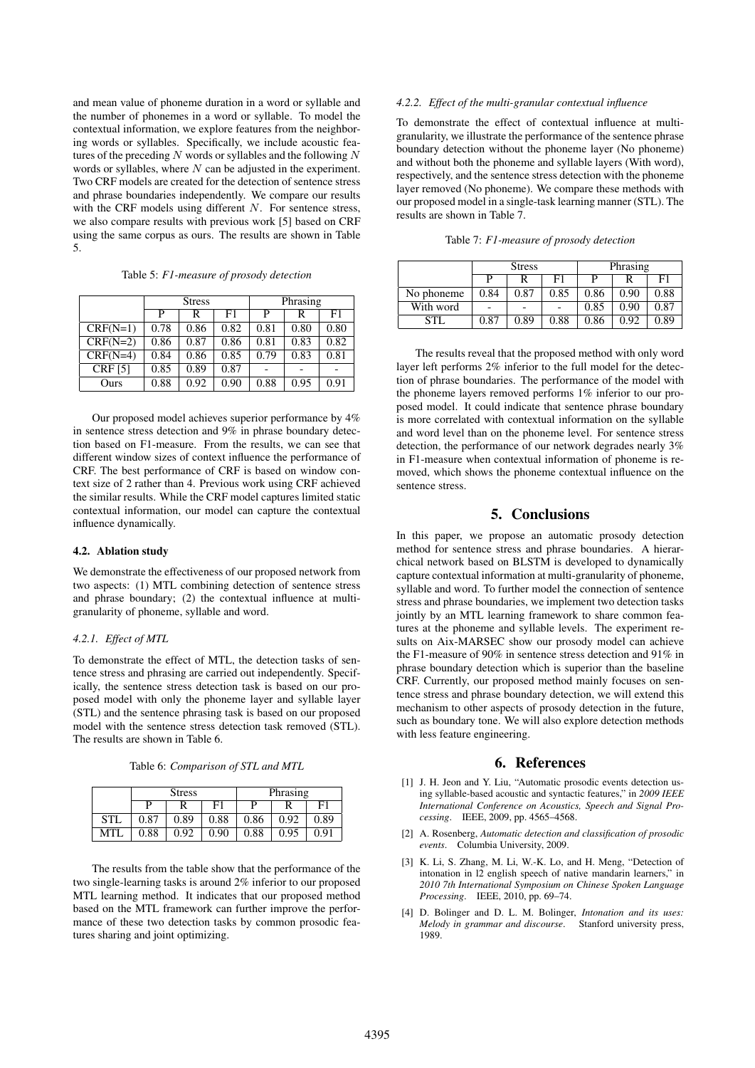and mean value of phoneme duration in a word or syllable and the number of phonemes in a word or syllable. To model the contextual information, we explore features from the neighboring words or syllables. Specifically, we include acoustic features of the preceding $N$ words or syllables and the following $N$ words or syllables, where $N$ can be adjusted in the experiment. Two CRF models are created for the detection of sentence stress and phrase boundaries independently. We compare our results with the CRF models using different $N$. For sentence stress, we also compare results with previous work [5] based on CRF using the same corpus as ours. The results are shown in Table 5.

Table 5: *F1-measure of prosody detection*

| | Stress | | | Phrasing | | |
|---|---|---|---|---|---|---|
| | P | R | F1 | P | R | F1 |
| CRF(N=1) | 0.78 | 0.86 | 0.82 | 0.81 | 0.80 | 0.80 |
| CRF(N=2) | 0.86 | 0.87 | 0.86 | 0.81 | 0.83 | 0.82 |
| CRF(N=4) | 0.84 | 0.86 | 0.85 | 0.79 | 0.83 | 0.81 |
| CRF [5] | 0.85 | 0.89 | 0.87 | - | - | - |
| Ours | 0.88 | 0.92 | 0.90 | 0.88 | 0.95 | 0.91 |

Our proposed model achieves superior performance by 4% in sentence stress detection and 9% in phrase boundary detection based on F1-measure. From the results, we can see that different window sizes of context influence the performance of CRF. The best performance of CRF is based on window context size of 2 rather than 4. Previous work using CRF achieved the similar results. While the CRF model captures limited static contextual information, our model can capture the contextual influence dynamically.

### 4.2. Ablation study

We demonstrate the effectiveness of our proposed network from two aspects: (1) MTL combining detection of sentence stress and phrase boundary; (2) the contextual influence at multi-granularity of phoneme, syllable and word.

#### *4.2.1. Effect of MTL*

To demonstrate the effect of MTL, the detection tasks of sentence stress and phrasing are carried out independently. Specifically, the sentence stress detection task is based on our proposed model with only the phoneme layer and syllable layer (STL) and the sentence phrasing task is based on our proposed model with the sentence stress detection task removed (STL). The results are shown in Table 6.

Table 6: *Comparison of STL and MTL*

| | Stress | | | Phrasing | | |
|---|---|---|---|---|---|---|
| | P | R | F1 | P | R | F1 |
| STL | 0.87 | 0.89 | 0.88 | 0.86 | 0.92 | 0.89 |
| MTL | 0.88 | 0.92 | 0.90 | 0.88 | 0.95 | 0.91 |

The results from the table show that the performance of the two single-learning tasks is around 2% inferior to our proposed MTL learning method. It indicates that our proposed method based on the MTL framework can further improve the performance of these two detection tasks by common prosodic features sharing and joint optimizing.

#### *4.2.2. Effect of the multi-granular contextual influence*

To demonstrate the effect of contextual influence at multi-granularity, we illustrate the performance of the sentence phrase boundary detection without the phoneme layer (No phoneme) and without both the phoneme and syllable layers (With word), respectively, and the sentence stress detection with the phoneme layer removed (No phoneme). We compare these methods with our proposed model in a single-task learning manner (STL). The results are shown in Table 7.

Table 7: *F1-measure of prosody detection*

| | Stress | | | Phrasing | | |
|---|---|---|---|---|---|---|
| | P | R | F1 | P | R | F1 |
| No phoneme | 0.84 | 0.87 | 0.85 | 0.86 | 0.90 | 0.88 |
| With word | - | - | - | 0.85 | 0.90 | 0.87 |
| STL | 0.87 | 0.89 | 0.88 | 0.86 | 0.92 | 0.89 |

The results reveal that the proposed method with only word layer left performs 2% inferior to the full model for the detection of phrase boundaries. The performance of the model with the phoneme layers removed performs 1% inferior to our proposed model. It could indicate that sentence phrase boundary is more correlated with contextual information on the syllable and word level than on the phoneme level. For sentence stress detection, the performance of our network degrades nearly 3% in F1-measure when contextual information of phoneme is removed, which shows the phoneme contextual influence on the sentence stress.

## 5. Conclusions

In this paper, we propose an automatic prosody detection method for sentence stress and phrase boundaries. A hierarchical network based on BLSTM is developed to dynamically capture contextual information at multi-granularity of phoneme, syllable and word. To further model the connection of sentence stress and phrase boundaries, we implement two detection tasks jointly by an MTL learning framework to share common features at the phoneme and syllable levels. The experiment results on Aix-MARSEC show our prosody model can achieve the F1-measure of 90% in sentence stress detection and 91% in phrase boundary detection which is superior than the baseline CRF. Currently, our proposed method mainly focuses on sentence stress and phrase boundary detection, we will extend this mechanism to other aspects of prosody detection in the future, such as boundary tone. We will also explore detection methods with less feature engineering.

## 6. References

[1] J. H. Jeon and Y. Liu, "Automatic prosodic events detection using syllable-based acoustic and syntactic features," in *2009 IEEE International Conference on Acoustics, Speech and Signal Processing*. IEEE, 2009, pp. 4565–4568.

[2] A. Rosenberg, *Automatic detection and classification of prosodic events*. Columbia University, 2009.

[3] K. Li, S. Zhang, M. Li, W.-K. Lo, and H. Meng, "Detection of intonation in l2 english speech of native mandarin learners," in *2010 7th International Symposium on Chinese Spoken Language Processing*. IEEE, 2010, pp. 69–74.

[4] D. Bolinger and D. L. M. Bolinger, *Intonation and its uses: Melody in grammar and discourse*. Stanford university press, 1989.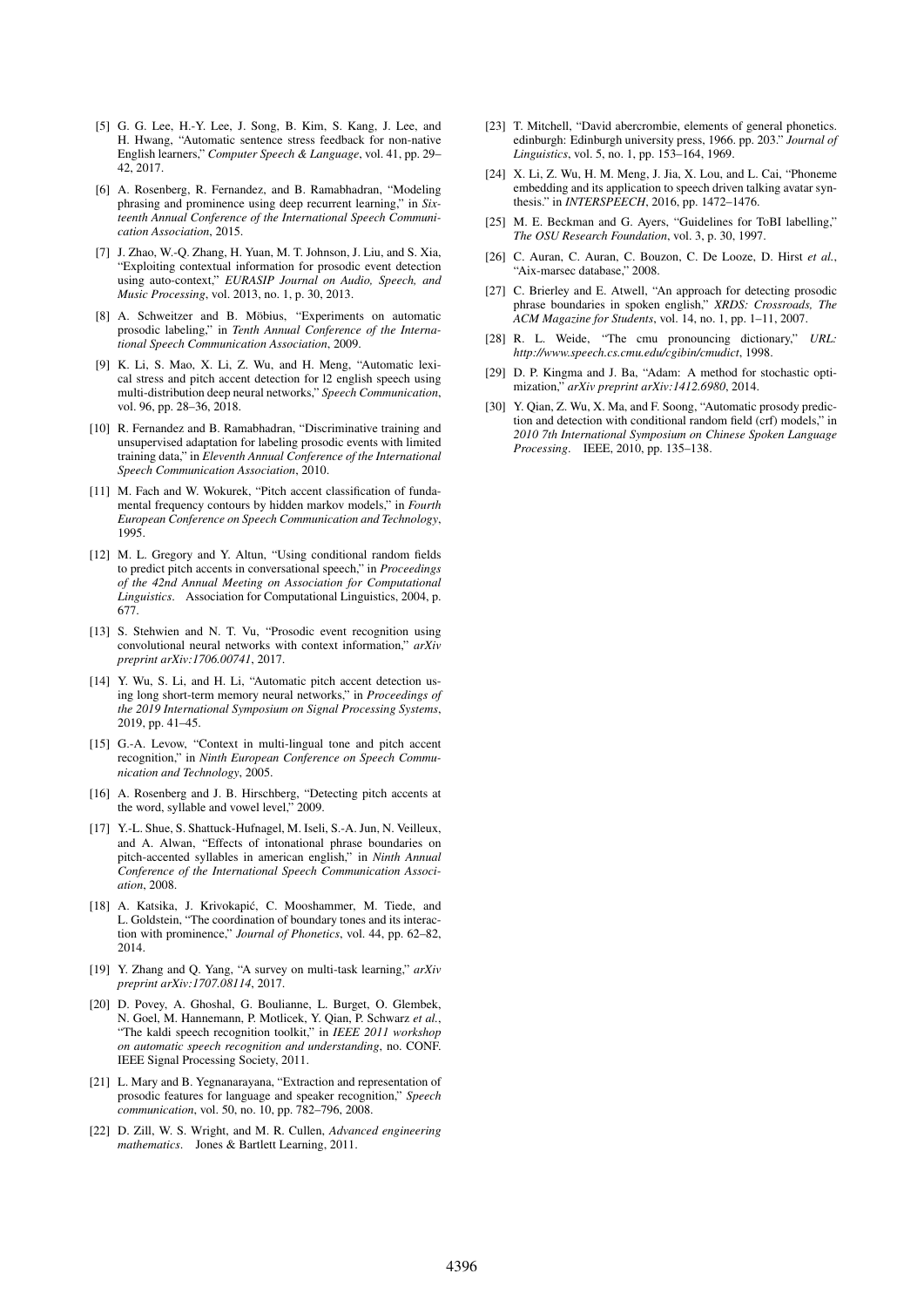[5] G. G. Lee, H.-Y. Lee, J. Song, B. Kim, S. Kang, J. Lee, and H. Hwang, "Automatic sentence stress feedback for non-native English learners," *Computer Speech & Language*, vol. 41, pp. 29–42, 2017.

[6] A. Rosenberg, R. Fernandez, and B. Ramabhadran, "Modeling phrasing and prominence using deep recurrent learning," in *Sixteenth Annual Conference of the International Speech Communication Association*, 2015.

[7] J. Zhao, W.-Q. Zhang, H. Yuan, M. T. Johnson, J. Liu, and S. Xia, "Exploiting contextual information for prosodic event detection using auto-context," *EURASIP Journal on Audio, Speech, and Music Processing*, vol. 2013, no. 1, p. 30, 2013.

[8] A. Schweitzer and B. Möbius, "Experiments on automatic prosodic labeling," in *Tenth Annual Conference of the International Speech Communication Association*, 2009.

[9] K. Li, S. Mao, X. Li, Z. Wu, and H. Meng, "Automatic lexical stress and pitch accent detection for l2 english speech using multi-distribution deep neural networks," *Speech Communication*, vol. 96, pp. 28–36, 2018.

[10] R. Fernandez and B. Ramabhadran, "Discriminative training and unsupervised adaptation for labeling prosodic events with limited training data," in *Eleventh Annual Conference of the International Speech Communication Association*, 2010.

[11] M. Fach and W. Wokurek, "Pitch accent classification of fundamental frequency contours by hidden markov models," in *Fourth European Conference on Speech Communication and Technology*, 1995.

[12] M. L. Gregory and Y. Altun, "Using conditional random fields to predict pitch accents in conversational speech," in *Proceedings of the 42nd Annual Meeting on Association for Computational Linguistics*. Association for Computational Linguistics, 2004, p. 677.

[13] S. Stehwien and N. T. Vu, "Prosodic event recognition using convolutional neural networks with context information," *arXiv preprint arXiv:1706.00741*, 2017.

[14] Y. Wu, S. Li, and H. Li, "Automatic pitch accent detection using long short-term memory neural networks," in *Proceedings of the 2019 International Symposium on Signal Processing Systems*, 2019, pp. 41–45.

[15] G.-A. Levow, "Context in multi-lingual tone and pitch accent recognition," in *Ninth European Conference on Speech Communication and Technology*, 2005.

[16] A. Rosenberg and J. B. Hirschberg, "Detecting pitch accents at the word, syllable and vowel level," 2009.

[17] Y.-L. Shue, S. Shattuck-Hufnagel, M. Iseli, S.-A. Jun, N. Veilleux, and A. Alwan, "Effects of intonational phrase boundaries on pitch-accented syllables in american english," in *Ninth Annual Conference of the International Speech Communication Association*, 2008.

[18] A. Katsika, J. Krivokapić, C. Mooshammer, M. Tiede, and L. Goldstein, "The coordination of boundary tones and its interaction with prominence," *Journal of Phonetics*, vol. 44, pp. 62–82, 2014.

[19] Y. Zhang and Q. Yang, "A survey on multi-task learning," *arXiv preprint arXiv:1707.08114*, 2017.

[20] D. Povey, A. Ghoshal, G. Boulianne, L. Burget, O. Glembek, N. Goel, M. Hannemann, P. Motlicek, Y. Qian, P. Schwarz *et al.*, "The kaldi speech recognition toolkit," in *IEEE 2011 workshop on automatic speech recognition and understanding*, no. CONF. IEEE Signal Processing Society, 2011.

[21] L. Mary and B. Yegnanarayana, "Extraction and representation of prosodic features for language and speaker recognition," *Speech communication*, vol. 50, no. 10, pp. 782–796, 2008.

[22] D. Zill, W. S. Wright, and M. R. Cullen, *Advanced engineering mathematics*. Jones & Bartlett Learning, 2011.

[23] T. Mitchell, "David abercrombie, elements of general phonetics. edinburgh: Edinburgh university press, 1966. pp. 203." *Journal of Linguistics*, vol. 5, no. 1, pp. 153–164, 1969.

[24] X. Li, Z. Wu, H. M. Meng, J. Jia, X. Lou, and L. Cai, "Phoneme embedding and its application to speech driven talking avatar synthesis." in *INTERSPEECH*, 2016, pp. 1472–1476.

[25] M. E. Beckman and G. Ayers, "Guidelines for ToBI labelling," *The OSU Research Foundation*, vol. 3, p. 30, 1997.

[26] C. Auran, C. Auran, C. Bouzon, C. De Looze, D. Hirst *et al.*, "Aix-marsec database," 2008.

[27] C. Brierley and E. Atwell, "An approach for detecting prosodic phrase boundaries in spoken english," *XRDS: Crossroads, The ACM Magazine for Students*, vol. 14, no. 1, pp. 1–11, 2007.

[28] R. L. Weide, "The cmu pronouncing dictionary," *URL: http://www.speech.cs.cmu.edu/cgibin/cmudict*, 1998.

[29] D. P. Kingma and J. Ba, "Adam: A method for stochastic optimization," *arXiv preprint arXiv:1412.6980*, 2014.

[30] Y. Qian, Z. Wu, X. Ma, and F. Soong, "Automatic prosody prediction and detection with conditional random field (crf) models," in *2010 7th International Symposium on Chinese Spoken Language Processing*. IEEE, 2010, pp. 135–138.